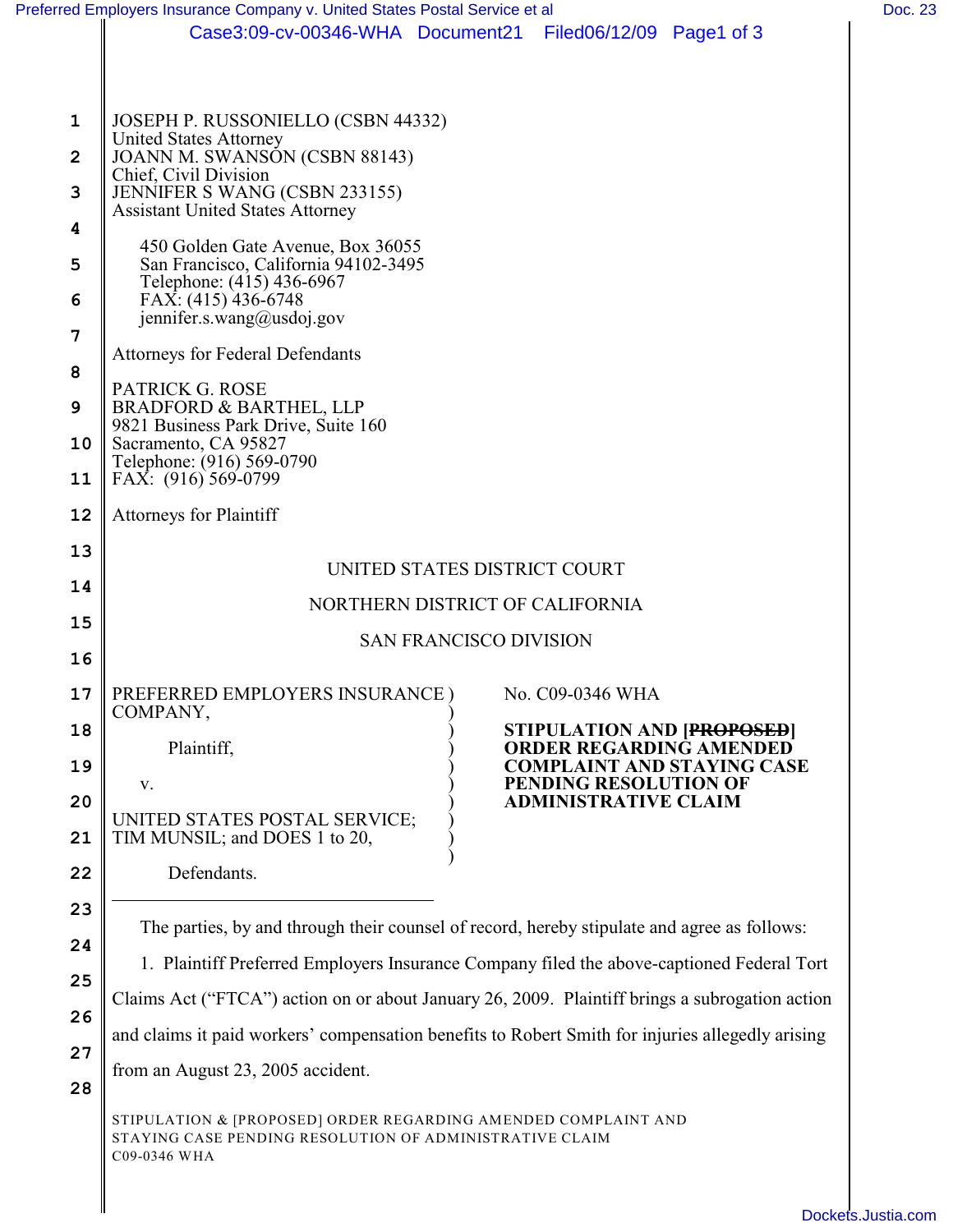JOSEPH P. RUSSONIELLO (CSBN 44332)
United States Attorney
JOANN M. SWANSON (CSBN 88143)
Chief, Civil Division
JENNIFER S WANG (CSBN 233155)
Assistant United States Attorney

450 Golden Gate Avenue, Box 36055
San Francisco, California 94102-3495
Telephone: (415) 436-6967
FAX: (415) 436-6748
jennifer.s.wang@usdoj.gov

Attorneys for Federal Defendants

PATRICK G. ROSE
BRADFORD & BARTHEL, LLP
9821 Business Park Drive, Suite 160
Sacramento, CA 95827
Telephone: (916) 569-0790
FAX: (916) 569-0799

Attorneys for Plaintiff

UNITED STATES DISTRICT COURT

NORTHERN DISTRICT OF CALIFORNIA

SAN FRANCISCO DIVISION

PREFERRED EMPLOYERS INSURANCE COMPANY,

Plaintiff,

v.

UNITED STATES POSTAL SERVICE; TIM MUNSIL; and DOES 1 to 20,

Defendants.

No. C09-0346 WHA

**STIPULATION AND [~~PROPOSED~~] ORDER REGARDING AMENDED COMPLAINT AND STAYING CASE PENDING RESOLUTION OF ADMINISTRATIVE CLAIM**

The parties, by and through their counsel of record, hereby stipulate and agree as follows:

1. Plaintiff Preferred Employers Insurance Company filed the above-captioned Federal Tort Claims Act ("FTCA") action on or about January 26, 2009. Plaintiff brings a subrogation action and claims it paid workers' compensation benefits to Robert Smith for injuries allegedly arising from an August 23, 2005 accident.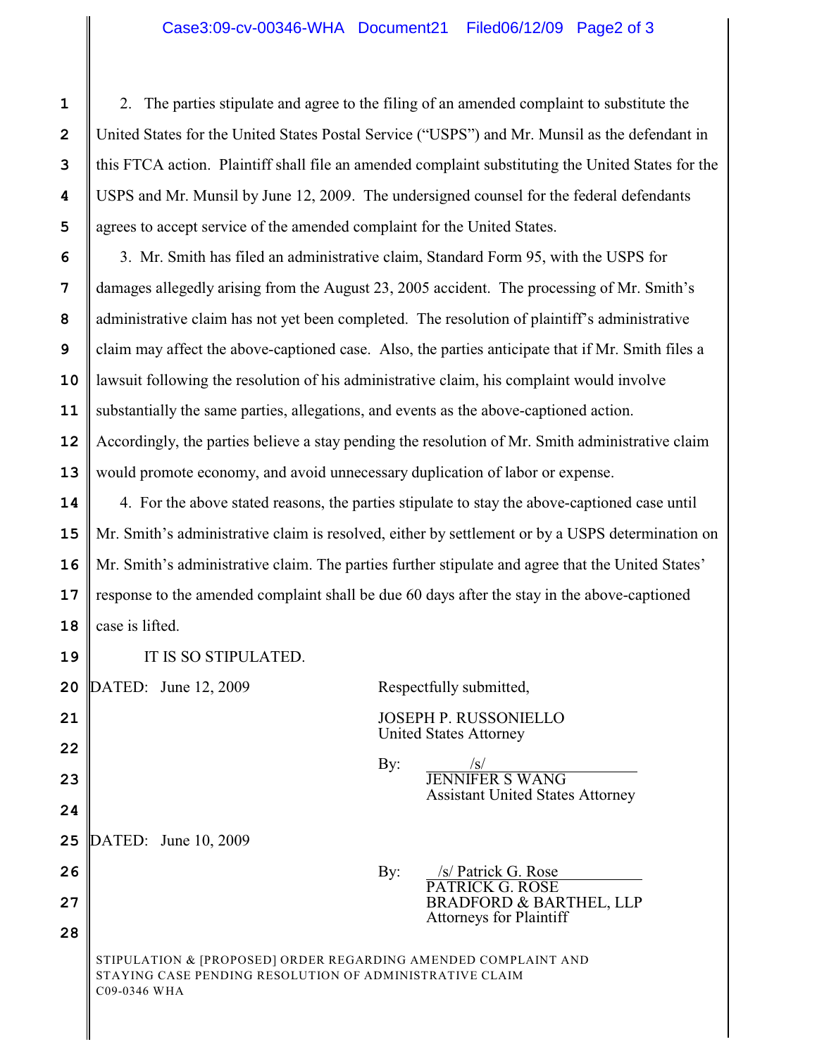2. The parties stipulate and agree to the filing of an amended complaint to substitute the United States for the United States Postal Service ("USPS") and Mr. Munsil as the defendant in this FTCA action. Plaintiff shall file an amended complaint substituting the United States for the USPS and Mr. Munsil by June 12, 2009. The undersigned counsel for the federal defendants agrees to accept service of the amended complaint for the United States.

3. Mr. Smith has filed an administrative claim, Standard Form 95, with the USPS for damages allegedly arising from the August 23, 2005 accident. The processing of Mr. Smith's administrative claim has not yet been completed. The resolution of plaintiff's administrative claim may affect the above-captioned case. Also, the parties anticipate that if Mr. Smith files a lawsuit following the resolution of his administrative claim, his complaint would involve substantially the same parties, allegations, and events as the above-captioned action. Accordingly, the parties believe a stay pending the resolution of Mr. Smith administrative claim would promote economy, and avoid unnecessary duplication of labor or expense.

4. For the above stated reasons, the parties stipulate to stay the above-captioned case until Mr. Smith's administrative claim is resolved, either by settlement or by a USPS determination on Mr. Smith's administrative claim. The parties further stipulate and agree that the United States' response to the amended complaint shall be due 60 days after the stay in the above-captioned case is lifted.

IT IS SO STIPULATED.

DATED: June 12, 2009

Respectfully submitted,

JOSEPH P. RUSSONIELLO
United States Attorney

By: /s/
JENNIFER S WANG
Assistant United States Attorney

DATED: June 10, 2009

By: /s/ Patrick G. Rose
PATRICK G. ROSE
BRADFORD & BARTHEL, LLP
Attorneys for Plaintiff

STIPULATION & [PROPOSED] ORDER REGARDING AMENDED COMPLAINT AND STAYING CASE PENDING RESOLUTION OF ADMINISTRATIVE CLAIM
C09-0346 WHA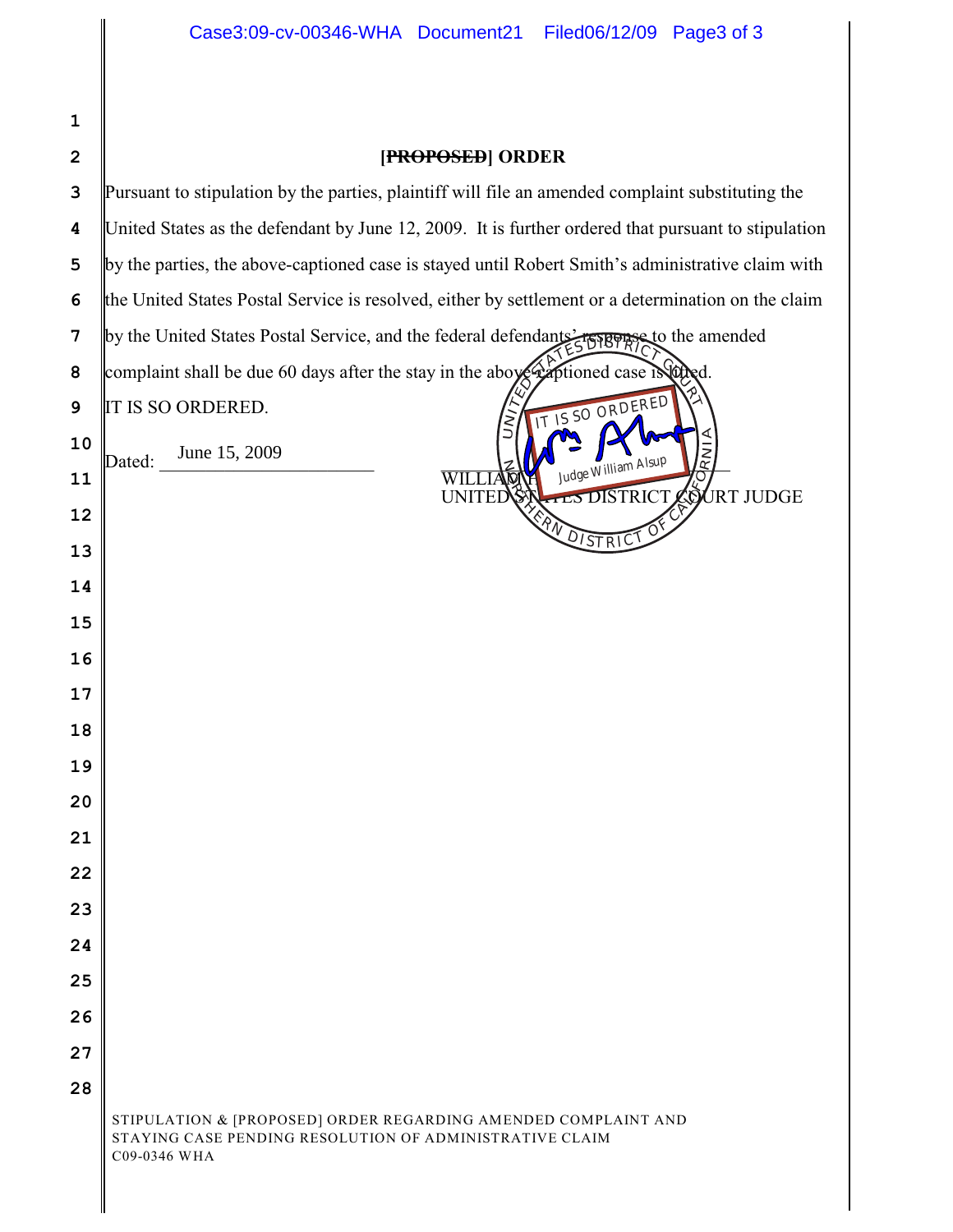**[~~PROPOSED~~] ORDER**

Pursuant to stipulation by the parties, plaintiff will file an amended complaint substituting the United States as the defendant by June 12, 2009. It is further ordered that pursuant to stipulation by the parties, the above-captioned case is stayed until Robert Smith's administrative claim with the United States Postal Service is resolved, either by settlement or a determination on the claim by the United States Postal Service, and the federal defendants' response to the amended complaint shall be due 60 days after the stay in the above-captioned case is lifted.

IT IS SO ORDERED.

Dated: June 15, 2009

WILLIAM H. ALSUP
UNITED STATES DISTRICT COURT JUDGE

STIPULATION & [PROPOSED] ORDER REGARDING AMENDED COMPLAINT AND STAYING CASE PENDING RESOLUTION OF ADMINISTRATIVE CLAIM
C09-0346 WHA